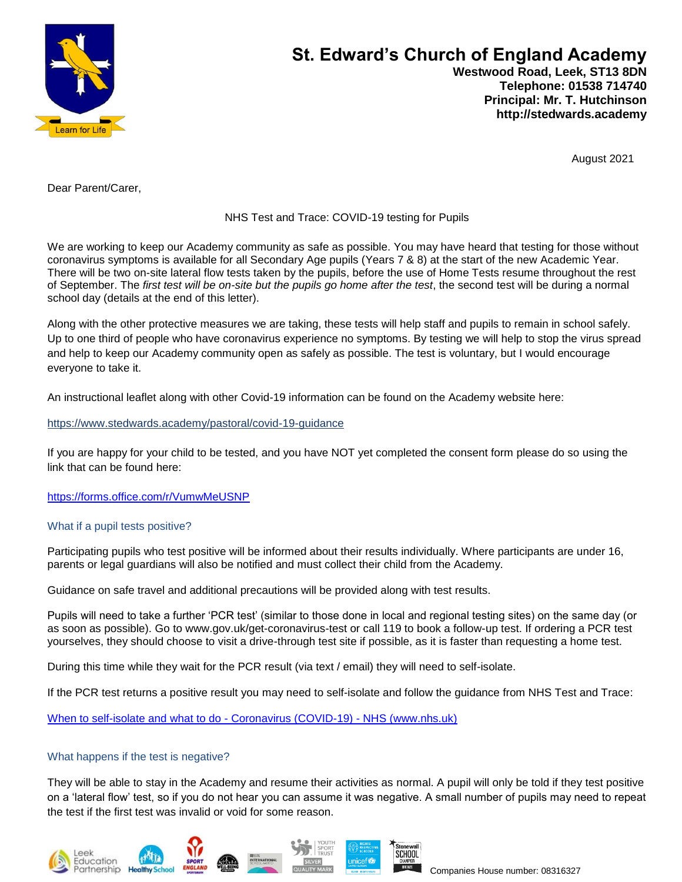# St. Edward's Church of England Academy

**Westwood Road, Leek, ST13 8DN**
**Telephone: 01538 714740**
**Principal: Mr. T. Hutchinson**
**http://stedwards.academy**

August 2021

Dear Parent/Carer,

NHS Test and Trace: COVID-19 testing for Pupils

We are working to keep our Academy community as safe as possible. You may have heard that testing for those without coronavirus symptoms is available for all Secondary Age pupils (Years 7 & 8) at the start of the new Academic Year. There will be two on-site lateral flow tests taken by the pupils, before the use of Home Tests resume throughout the rest of September. The *first test will be on-site but the pupils go home after the test*, the second test will be during a normal school day (details at the end of this letter).

Along with the other protective measures we are taking, these tests will help staff and pupils to remain in school safely. Up to one third of people who have coronavirus experience no symptoms. By testing we will help to stop the virus spread and help to keep our Academy community open as safely as possible. The test is voluntary, but I would encourage everyone to take it.

An instructional leaflet along with other Covid-19 information can be found on the Academy website here:

https://www.stedwards.academy/pastoral/covid-19-guidance

If you are happy for your child to be tested, and you have NOT yet completed the consent form please do so using the link that can be found here:

https://forms.office.com/r/VumwMeUSNP

### What if a pupil tests positive?

Participating pupils who test positive will be informed about their results individually. Where participants are under 16, parents or legal guardians will also be notified and must collect their child from the Academy.

Guidance on safe travel and additional precautions will be provided along with test results.

Pupils will need to take a further 'PCR test' (similar to those done in local and regional testing sites) on the same day (or as soon as possible). Go to www.gov.uk/get-coronavirus-test or call 119 to book a follow-up test. If ordering a PCR test yourselves, they should choose to visit a drive-through test site if possible, as it is faster than requesting a home test.

During this time while they wait for the PCR result (via text / email) they will need to self-isolate.

If the PCR test returns a positive result you may need to self-isolate and follow the guidance from NHS Test and Trace:

When to self-isolate and what to do - Coronavirus (COVID-19) - NHS (www.nhs.uk)

### What happens if the test is negative?

They will be able to stay in the Academy and resume their activities as normal. A pupil will only be told if they test positive on a 'lateral flow' test, so if you do not hear you can assume it was negative. A small number of pupils may need to repeat the test if the first test was invalid or void for some reason.

Companies House number: 08316327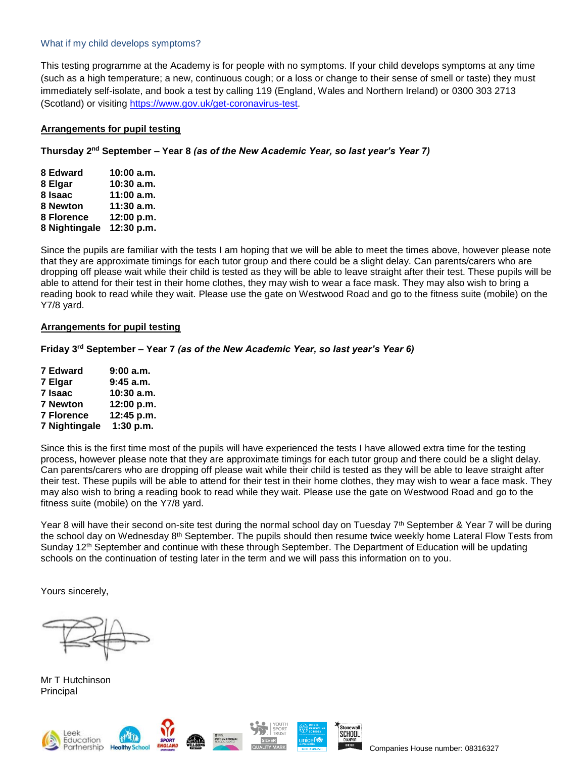## What if my child develops symptoms?

This testing programme at the Academy is for people with no symptoms. If your child develops symptoms at any time (such as a high temperature; a new, continuous cough; or a loss or change to their sense of smell or taste) they must immediately self-isolate, and book a test by calling 119 (England, Wales and Northern Ireland) or 0300 303 2713 (Scotland) or visiting https://www.gov.uk/get-coronavirus-test.

**Arrangements for pupil testing**

**Thursday 2nd September – Year 8** ***(as of the New Academic Year, so last year's Year 7)***

| | |
|---|---|
| **8 Edward** | **10:00 a.m.** |
| **8 Elgar** | **10:30 a.m.** |
| **8 Isaac** | **11:00 a.m.** |
| **8 Newton** | **11:30 a.m.** |
| **8 Florence** | **12:00 p.m.** |
| **8 Nightingale** | **12:30 p.m.** |

Since the pupils are familiar with the tests I am hoping that we will be able to meet the times above, however please note that they are approximate timings for each tutor group and there could be a slight delay. Can parents/carers who are dropping off please wait while their child is tested as they will be able to leave straight after their test. These pupils will be able to attend for their test in their home clothes, they may wish to wear a face mask. They may also wish to bring a reading book to read while they wait. Please use the gate on Westwood Road and go to the fitness suite (mobile) on the Y7/8 yard.

**Arrangements for pupil testing**

**Friday 3rd September – Year 7** ***(as of the New Academic Year, so last year's Year 6)***

| | |
|---|---|
| **7 Edward** | **9:00 a.m.** |
| **7 Elgar** | **9:45 a.m.** |
| **7 Isaac** | **10:30 a.m.** |
| **7 Newton** | **12:00 p.m.** |
| **7 Florence** | **12:45 p.m.** |
| **7 Nightingale** | **1:30 p.m.** |

Since this is the first time most of the pupils will have experienced the tests I have allowed extra time for the testing process, however please note that they are approximate timings for each tutor group and there could be a slight delay. Can parents/carers who are dropping off please wait while their child is tested as they will be able to leave straight after their test. These pupils will be able to attend for their test in their home clothes, they may wish to wear a face mask. They may also wish to bring a reading book to read while they wait. Please use the gate on Westwood Road and go to the fitness suite (mobile) on the Y7/8 yard.

Year 8 will have their second on-site test during the normal school day on Tuesday 7th September & Year 7 will be during the school day on Wednesday 8th September. The pupils should then resume twice weekly home Lateral Flow Tests from Sunday 12th September and continue with these through September. The Department of Education will be updating schools on the continuation of testing later in the term and we will pass this information on to you.

Yours sincerely,

Mr T Hutchinson
Principal

Companies House number: 08316327